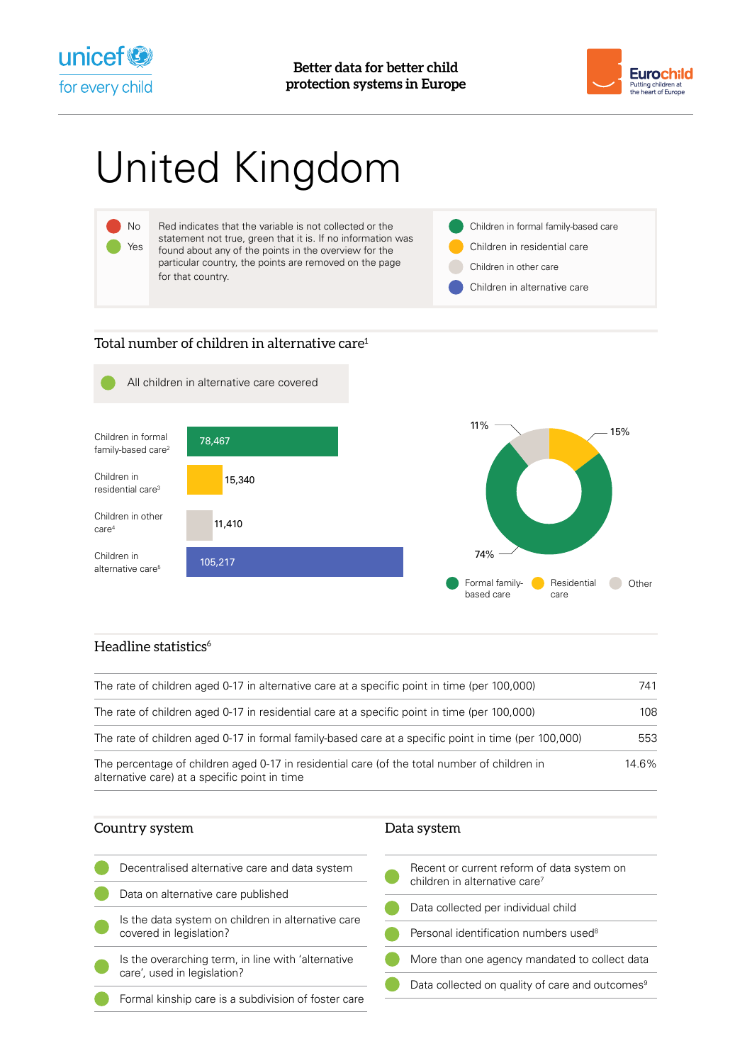Better data for better child protection systems in Europe

# United Kingdom

| | |
|---|---|
| No | Red indicates that the variable is not collected or the statement not true, green that it is. If no information was found about any of the points in the overview for the particular country, the points are removed on the page for that country. |
| Yes | |

- Children in formal family-based care
- Children in residential care
- Children in other care
- Children in alternative care

## Total number of children in alternative care[1]

All children in alternative care covered

| Category | Number |
|---|---|
| Children in formal family-based care[2] | 78,467 |
| Children in residential care[3] | 15,340 |
| Children in other care[4] | 11,410 |
| Children in alternative care[5] | 105,217 |

| Formal family-based care | Residential care | Other |
|---|---|---|
| 74% | 15% | 11% |

## Headline statistics[6]

| Statistic | Value |
|---|---|
| The rate of children aged 0-17 in alternative care at a specific point in time (per 100,000) | 741 |
| The rate of children aged 0-17 in residential care at a specific point in time (per 100,000) | 108 |
| The rate of children aged 0-17 in formal family-based care at a specific point in time (per 100,000) | 553 |
| The percentage of children aged 0-17 in residential care (of the total number of children in alternative care) at a specific point in time | 14.6% |

## Country system

- Decentralised alternative care and data system — Yes
- Data on alternative care published — Yes
- Is the data system on children in alternative care covered in legislation? — Yes
- Is the overarching term, in line with 'alternative care', used in legislation? — Yes
- Formal kinship care is a subdivision of foster care — Yes

## Data system

- Recent or current reform of data system on children in alternative care[7] — Yes
- Data collected per individual child — Yes
- Personal identification numbers used[8] — Yes
- More than one agency mandated to collect data — Yes
- Data collected on quality of care and outcomes[9] — Yes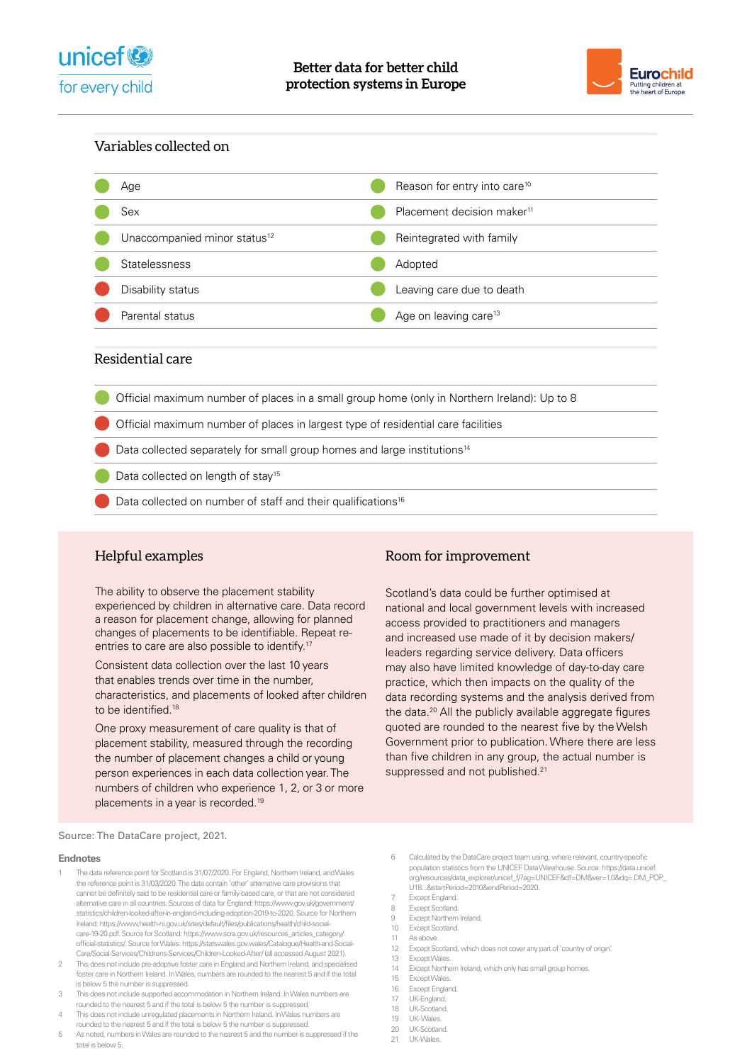## Variables collected on

| | | | |
|---|---|---|---|
| 🟢 | Age | 🟢 | Reason for entry into care[10] |
| 🟢 | Sex | 🟢 | Placement decision maker[11] |
| 🟢 | Unaccompanied minor status[12] | 🟢 | Reintegrated with family |
| 🟢 | Statelessness | 🟢 | Adopted |
| 🔴 | Disability status | 🟢 | Leaving care due to death |
| 🔴 | Parental status | 🟢 | Age on leaving care[13] |

## Residential care

| | |
|---|---|
| 🟢 | Official maximum number of places in a small group home (only in Northern Ireland): Up to 8 |
| 🔴 | Official maximum number of places in largest type of residential care facilities |
| 🔴 | Data collected separately for small group homes and large institutions[14] |
| 🟢 | Data collected on length of stay[15] |
| 🔴 | Data collected on number of staff and their qualifications[16] |

## Helpful examples

The ability to observe the placement stability experienced by children in alternative care. Data record a reason for placement change, allowing for planned changes of placements to be identifiable. Repeat re-entries to care are also possible to identify.[17]

Consistent data collection over the last 10 years that enables trends over time in the number, characteristics, and placements of looked after children to be identified.[18]

One proxy measurement of care quality is that of placement stability, measured through the recording the number of placement changes a child or young person experiences in each data collection year. The numbers of children who experience 1, 2, or 3 or more placements in a year is recorded.[19]

## Room for improvement

Scotland's data could be further optimised at national and local government levels with increased access provided to practitioners and managers and increased use made of it by decision makers/ leaders regarding service delivery. Data officers may also have limited knowledge of day-to-day care practice, which then impacts on the quality of the data recording systems and the analysis derived from the data.[20] All the publicly available aggregate figures quoted are rounded to the nearest five by the Welsh Government prior to publication. Where there are less than five children in any group, the actual number is suppressed and not published.[21]

Source: The DataCare project, 2021.

### Endnotes

1. The data reference point for Scotland is 31/07/2020. For England, Northern Ireland, and Wales the reference point is 31/03/2020. The data contain 'other' alternative care provisions that cannot be definitely said to be residential care or family-based care, or that are not considered alternative care in all countries. Sources of data for England: https://www.gov.uk/government/statistics/children-looked-after-in-england-including-adoption-2019-to-2020. Source for Northern Ireland: https://www.health-ni.gov.uk/sites/default/files/publications/health/child-social-care-19-20.pdf. Source for Scotland: https://www.scra.gov.uk/resources_articles_category/official-statistics/. Source for Wales: https://statswales.gov.wales/Catalogue/Health-and-Social-Care/Social-Services/Childrens-Services/Children-Looked-After/ (all accessed August 2021).
2. This does not include pre-adoptive foster care in England and Northern Ireland, and specialised foster care in Northern Ireland. In Wales, numbers are rounded to the nearest 5 and if the total is below 5 the number is suppressed.
3. This does not include supported accommodation in Northern Ireland. In Wales numbers are rounded to the nearest 5 and if the total is below 5 the number is suppressed.
4. This does not include unregulated placements in Northern Ireland. In Wales numbers are rounded to the nearest 5 and if the total is below 5 the number is suppressed.
5. As noted, numbers in Wales are rounded to the nearest 5 and the number is suppressed if the total is below 5.
6. Calculated by the DataCare project team using, where relevant, country-specific population statistics from the UNICEF Data Warehouse. Source: https://data.unicef.org/resources/data_explorer/unicef_f/?ag=UNICEF&df=DM&ver=1.0&dq=.DM_POP_U18...&startPeriod=2010&endPeriod=2020.
7. Except England.
8. Except Scotland.
9. Except Northern Ireland.
10. Except Scotland.
11. As above.
12. Except Scotland, which does not cover any part of 'country of origin'.
13. Except Wales.
14. Except Northern Ireland, which only has small group homes.
15. Except Wales.
16. Except England.
17. UK-England.
18. UK-Scotland.
19. UK-Wales.
20. UK-Scotland.
21. UK-Wales.